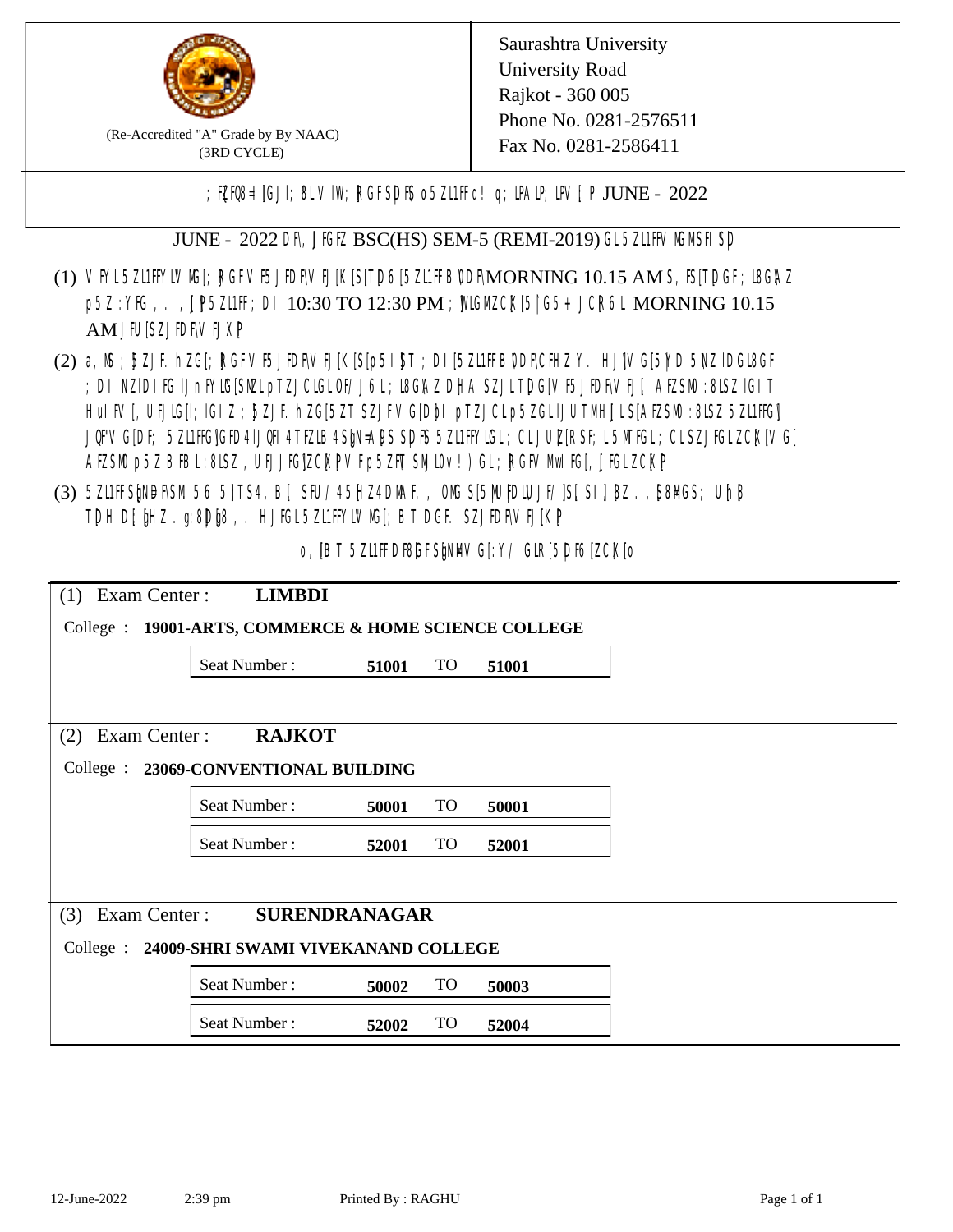(Re-Accredited "A" Grade by By NAAC)
(3RD CYCLE)

Saurashtra University
University Road
Rajkot - 360 005
Phone No. 0281-2576511
Fax No. 0281-2586411

; FZQ8=lGJI; 8LV IW; RGFSDF5 o5ZL1FFq! q; LPALP; LPV [P JUNE - 2022

JUNE - 2022 DF\ JFGFZ BSC(HS) SEM-5 (REMI-2019) GL5ZL1FFV MGMSFI SD

(1) VFYL5ZL1FFYLV MG[; RGFV F5JFDF\V FJ[K[S[TD6[5ZL1FFBVDF\MORNING 10.15 AM S, F5[TDGF; L8G\AZ p5Z:YFG , . , JP5ZL1FF; DI 10:30 TO 12:30 PM ; JLGMZCK[5|G5+ JCR6L MORNING 10.15 AM JFU[SZJFDF\V FJXP

(2) a, M; J5ZJF. hZG[; RGFV F5JFDF\V FJ[K[S[p5I J5T ; DI [5ZL1FFBVDF\CFHZ Y. HJ]V G[5YD 5NZIDGL8GF ; DI NZIDI FG IJnFYLG[SMZL pTZJCLGLOF/ J6L; L8G\A ZDHA SZJLTDG[V F5JFDF\V FJ[ AFZSMO :8LSZ lGIT HuIFV [, UFJLG[, lGIZ ; J5ZJF. hZG[5ZT SZJFV G[D\bl pTZJCLp5ZGLIJUTMHJLS[AFZSMO :8LSZ 5ZL1FFGI JQF"V G[DF; 5ZL1FFGIGFD 4lJQFI 4TFZLB 4SNN=A\DS SDF\5 5ZL1FFYLGL; CLJUZ[RSF; L5MTFGL; CLSZJFGLZCK[V G[ AFZSMO p5ZBFBL :8LSZ , UFJJFG]ZCK[PV Fp5ZFT SMJLv ! )GL; RGFV MwIFG[, JFGLZCK[P

(3) 5ZL1FF SNN=F\SM 56 5}TS4, B [ SFU/ 45HZ4DMAF. , OMG S[5MU FDLUJF/ ]S[ SI ]BZ . , J8MGS; UhB TDH D[bHZ . g:8DbB , . HJFGL5ZL1FFYLV MG[; BT DGF. SZJFDF\V FJ[K[P

o, [BT 5ZL1FFDF\8GFSNN=AV G[:Y/ GLR[5DF6[ZCK[o

(1) Exam Center : **LIMBDI**

College : **19001-ARTS, COMMERCE & HOME SCIENCE COLLEGE**

| Seat Number : | 51001 | TO | 51001 |
|---|---|---|---|

(2) Exam Center : **RAJKOT**

College : **23069-CONVENTIONAL BUILDING**

| Seat Number : | 50001 | TO | 50001 |
|---|---|---|---|
| Seat Number : | 52001 | TO | 52001 |

(3) Exam Center : **SURENDRANAGAR**

College : **24009-SHRI SWAMI VIVEKANAND COLLEGE**

| Seat Number : | 50002 | TO | 50003 |
|---|---|---|---|
| Seat Number : | 52002 | TO | 52004 |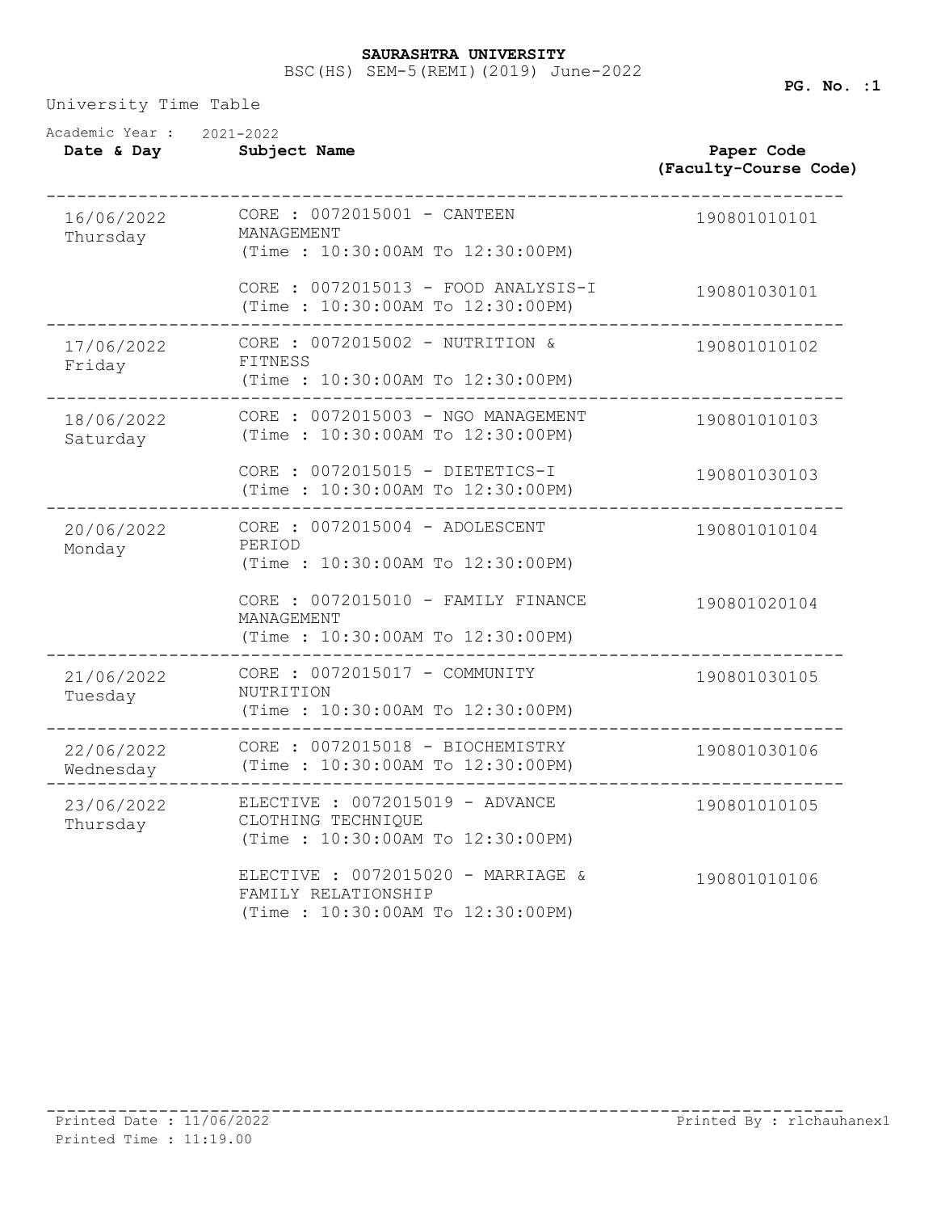**SAURASHTRA UNIVERSITY**

BSC(HS) SEM-5(REMI)(2019) June-2022

University Time Table

Academic Year : 2021-2022

| Date & Day | Subject Name | Paper Code (Faculty-Course Code) |
|---|---|---|
| 16/06/2022 Thursday | CORE : 0072015001 - CANTEEN MANAGEMENT (Time : 10:30:00AM To 12:30:00PM) | 190801010101 |
| | CORE : 0072015013 - FOOD ANALYSIS-I (Time : 10:30:00AM To 12:30:00PM) | 190801030101 |
| 17/06/2022 Friday | CORE : 0072015002 - NUTRITION & FITNESS (Time : 10:30:00AM To 12:30:00PM) | 190801010102 |
| 18/06/2022 Saturday | CORE : 0072015003 - NGO MANAGEMENT (Time : 10:30:00AM To 12:30:00PM) | 190801010103 |
| | CORE : 0072015015 - DIETETICS-I (Time : 10:30:00AM To 12:30:00PM) | 190801030103 |
| 20/06/2022 Monday | CORE : 0072015004 - ADOLESCENT PERIOD (Time : 10:30:00AM To 12:30:00PM) | 190801010104 |
| | CORE : 0072015010 - FAMILY FINANCE MANAGEMENT (Time : 10:30:00AM To 12:30:00PM) | 190801020104 |
| 21/06/2022 Tuesday | CORE : 0072015017 - COMMUNITY NUTRITION (Time : 10:30:00AM To 12:30:00PM) | 190801030105 |
| 22/06/2022 Wednesday | CORE : 0072015018 - BIOCHEMISTRY (Time : 10:30:00AM To 12:30:00PM) | 190801030106 |
| 23/06/2022 Thursday | ELECTIVE : 0072015019 - ADVANCE CLOTHING TECHNIQUE (Time : 10:30:00AM To 12:30:00PM) | 190801010105 |
| | ELECTIVE : 0072015020 - MARRIAGE & FAMILY RELATIONSHIP (Time : 10:30:00AM To 12:30:00PM) | 190801010106 |

Printed Date : 11/06/2022 Printed By : rlchauhanex1

Printed Time : 11:19.00